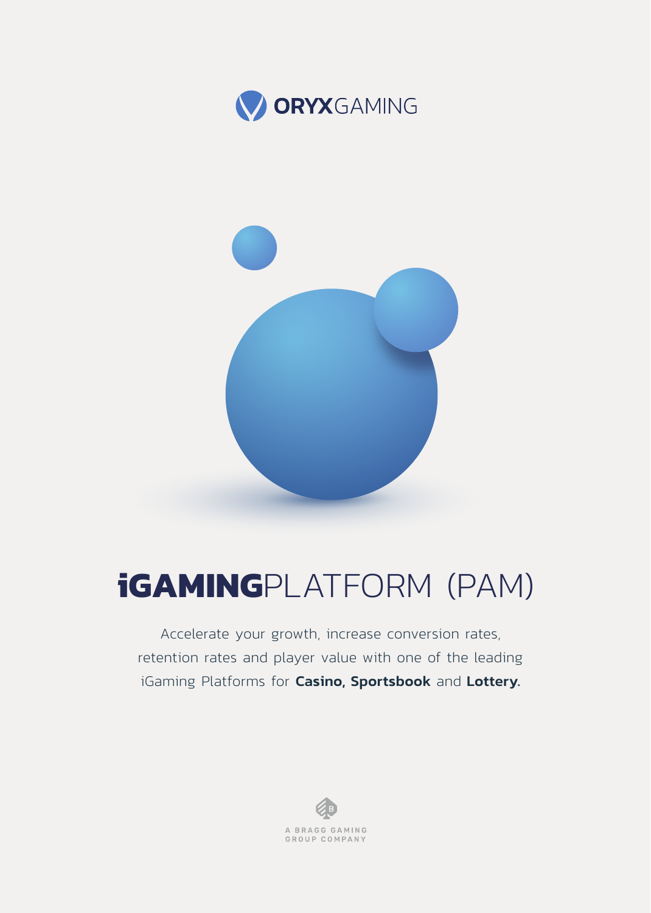ORYXGAMING

# iGAMINGPLATFORM (PAM)

Accelerate your growth, increase conversion rates, retention rates and player value with one of the leading iGaming Platforms for **Casino, Sportsbook** and **Lottery.**

A BRAGG GAMING GROUP COMPANY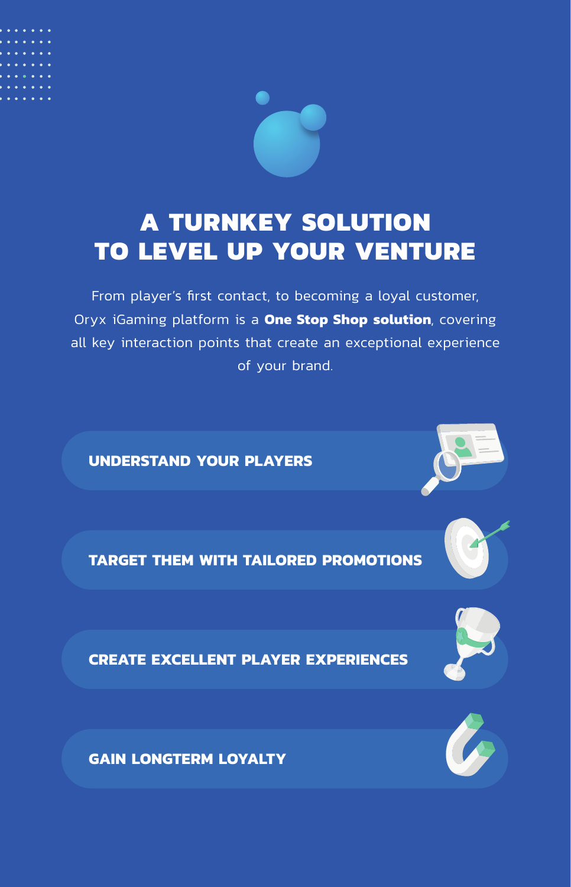# A TURNKEY SOLUTION TO LEVEL UP YOUR VENTURE

From player's first contact, to becoming a loyal customer, Oryx iGaming platform is a **One Stop Shop solution**, covering all key interaction points that create an exceptional experience of your brand.

- **UNDERSTAND YOUR PLAYERS**
- **TARGET THEM WITH TAILORED PROMOTIONS**
- **CREATE EXCELLENT PLAYER EXPERIENCES**
- **GAIN LONGTERM LOYALTY**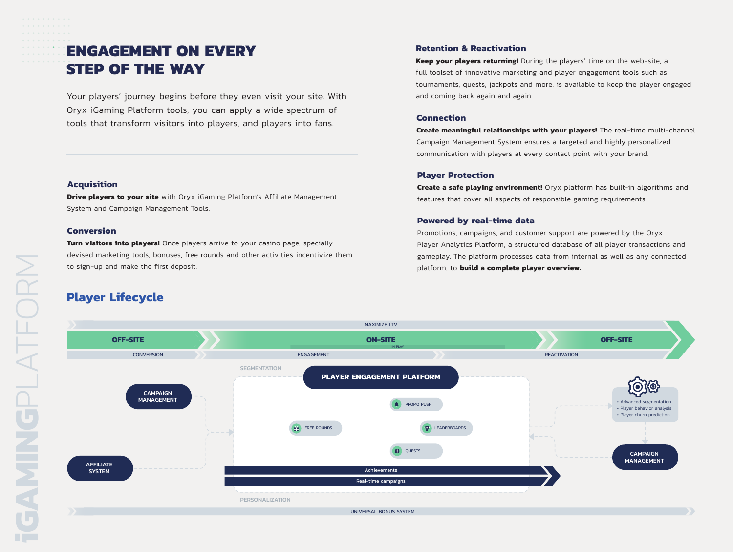# ENGAGEMENT ON EVERY STEP OF THE WAY

Your players' journey begins before they even visit your site. With Oryx iGaming Platform tools, you can apply a wide spectrum of tools that transform visitors into players, and players into fans.

### Acquisition

**Drive players to your site** with Oryx iGaming Platform's Affiliate Management System and Campaign Management Tools.

### Conversion

**Turn visitors into players!** Once players arrive to your casino page, specially devised marketing tools, bonuses, free rounds and other activities incentivize them to sign-up and make the first deposit.

### Retention & Reactivation

**Keep your players returning!** During the players' time on the web-site, a full toolset of innovative marketing and player engagement tools such as tournaments, quests, jackpots and more, is available to keep the player engaged and coming back again and again.

### Connection

**Create meaningful relationships with your players!** The real-time multi-channel Campaign Management System ensures a targeted and highly personalized communication with players at every contact point with your brand.

### Player Protection

**Create a safe playing environment!** Oryx platform has built-in algorithms and features that cover all aspects of responsible gaming requirements.

### Powered by real-time data

Promotions, campaigns, and customer support are powered by the Oryx Player Analytics Platform, a structured database of all player transactions and gameplay. The platform processes data from internal as well as any connected platform, to **build a complete player overview.**

## Player Lifecycle

MAXIMIZE LTV

OFF-SITE → ON-SITE (IN PLAY) → OFF-SITE

CONVERSION → ENGAGEMENT → REACTIVATION

SEGMENTATION

PLAYER ENGAGEMENT PLATFORM

CAMPAIGN MANAGEMENT

AFFILIATE SYSTEM

PROMO PUSH

FREE ROUNDS

LEADERBOARDS

QUESTS

Achievements

Real-time campaigns

- Advanced segmentation
- Player behavior analysis
- Player churn prediction

CAMPAIGN MANAGEMENT

PERSONALIZATION

UNIVERSAL BONUS SYSTEM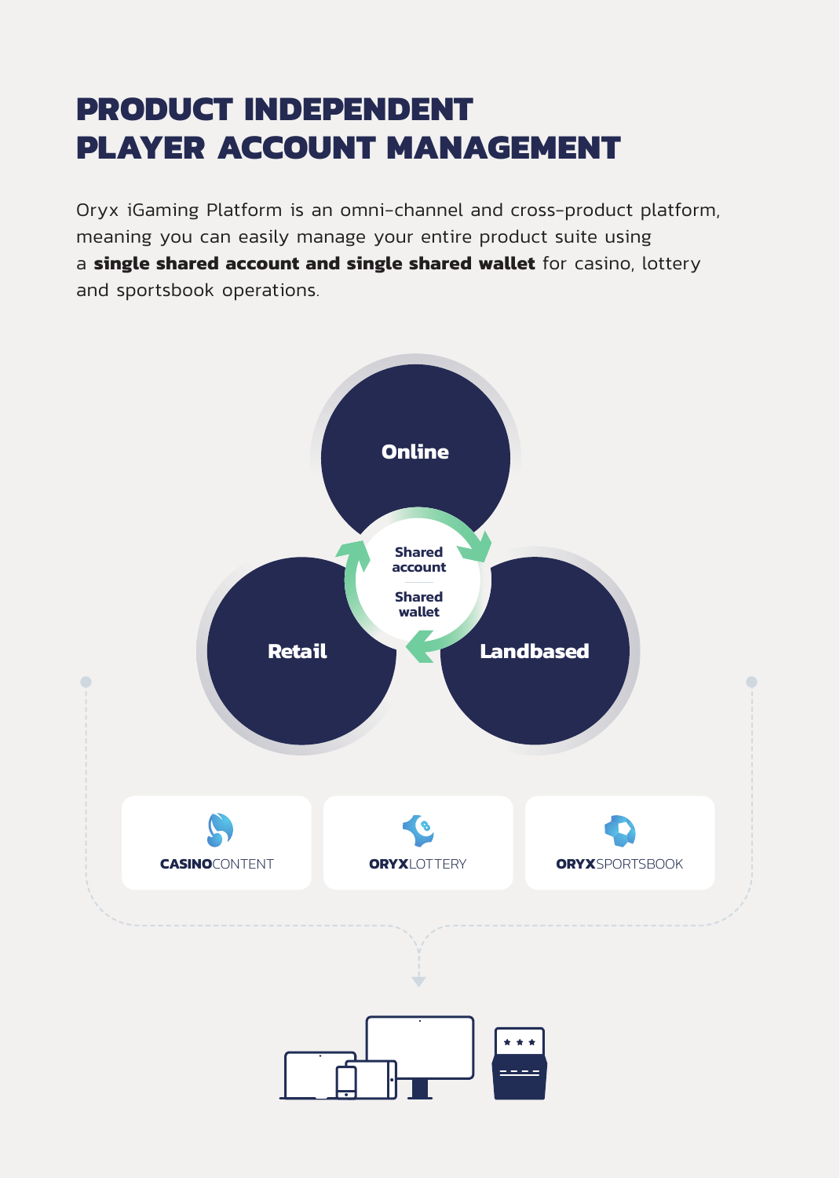# PRODUCT INDEPENDENT PLAYER ACCOUNT MANAGEMENT

Oryx iGaming Platform is an omni-channel and cross-product platform, meaning you can easily manage your entire product suite using a **single shared account and single shared wallet** for casino, lottery and sportsbook operations.

Online

Shared account

Shared wallet

Retail

Landbased

**CASINO**CONTENT

**ORYX**LOTTERY

**ORYX**SPORTSBOOK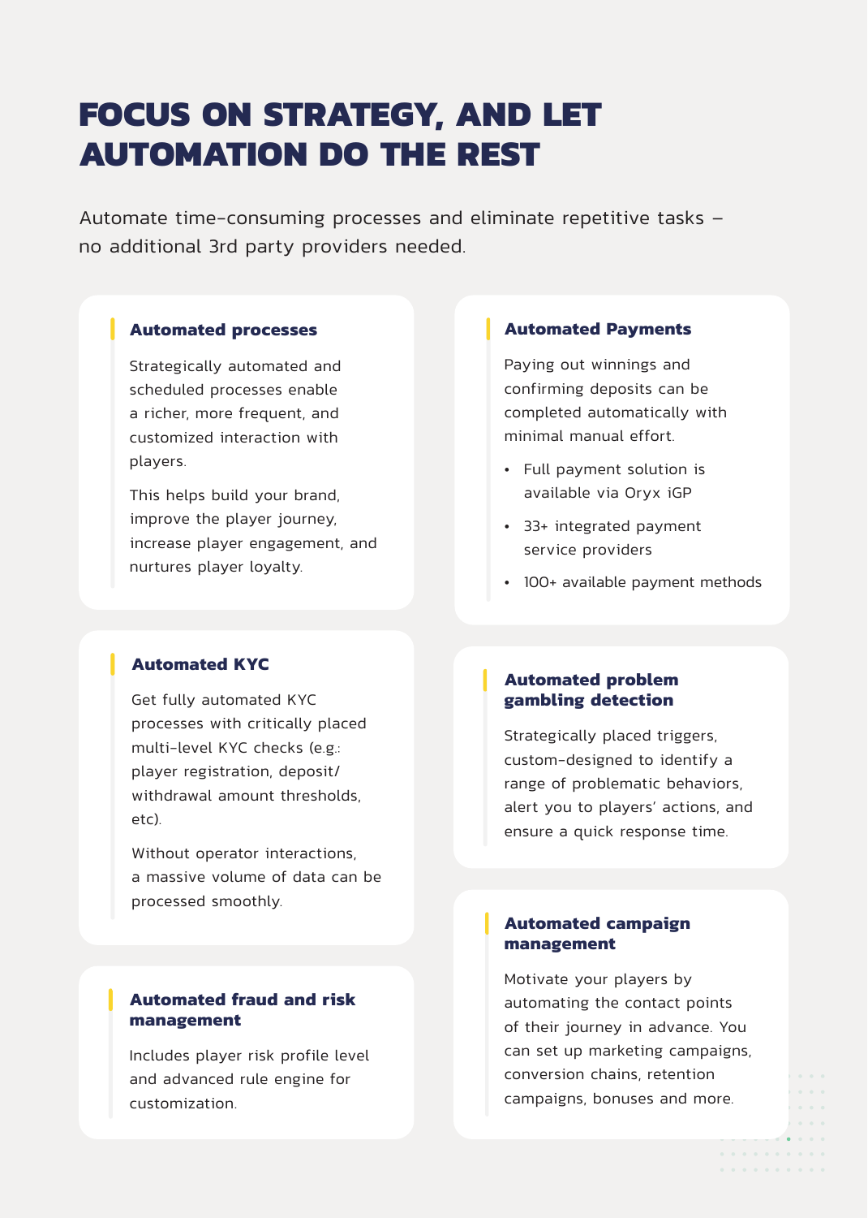# FOCUS ON STRATEGY, AND LET AUTOMATION DO THE REST

Automate time-consuming processes and eliminate repetitive tasks – no additional 3rd party providers needed.

### Automated processes

Strategically automated and scheduled processes enable a richer, more frequent, and customized interaction with players.

This helps build your brand, improve the player journey, increase player engagement, and nurtures player loyalty.

### Automated KYC

Get fully automated KYC processes with critically placed multi-level KYC checks (e.g.: player registration, deposit/withdrawal amount thresholds, etc).

Without operator interactions, a massive volume of data can be processed smoothly.

### Automated fraud and risk management

Includes player risk profile level and advanced rule engine for customization.

### Automated Payments

Paying out winnings and confirming deposits can be completed automatically with minimal manual effort.

- Full payment solution is available via Oryx iGP
- 33+ integrated payment service providers
- 100+ available payment methods

### Automated problem gambling detection

Strategically placed triggers, custom-designed to identify a range of problematic behaviors, alert you to players' actions, and ensure a quick response time.

### Automated campaign management

Motivate your players by automating the contact points of their journey in advance. You can set up marketing campaigns, conversion chains, retention campaigns, bonuses and more.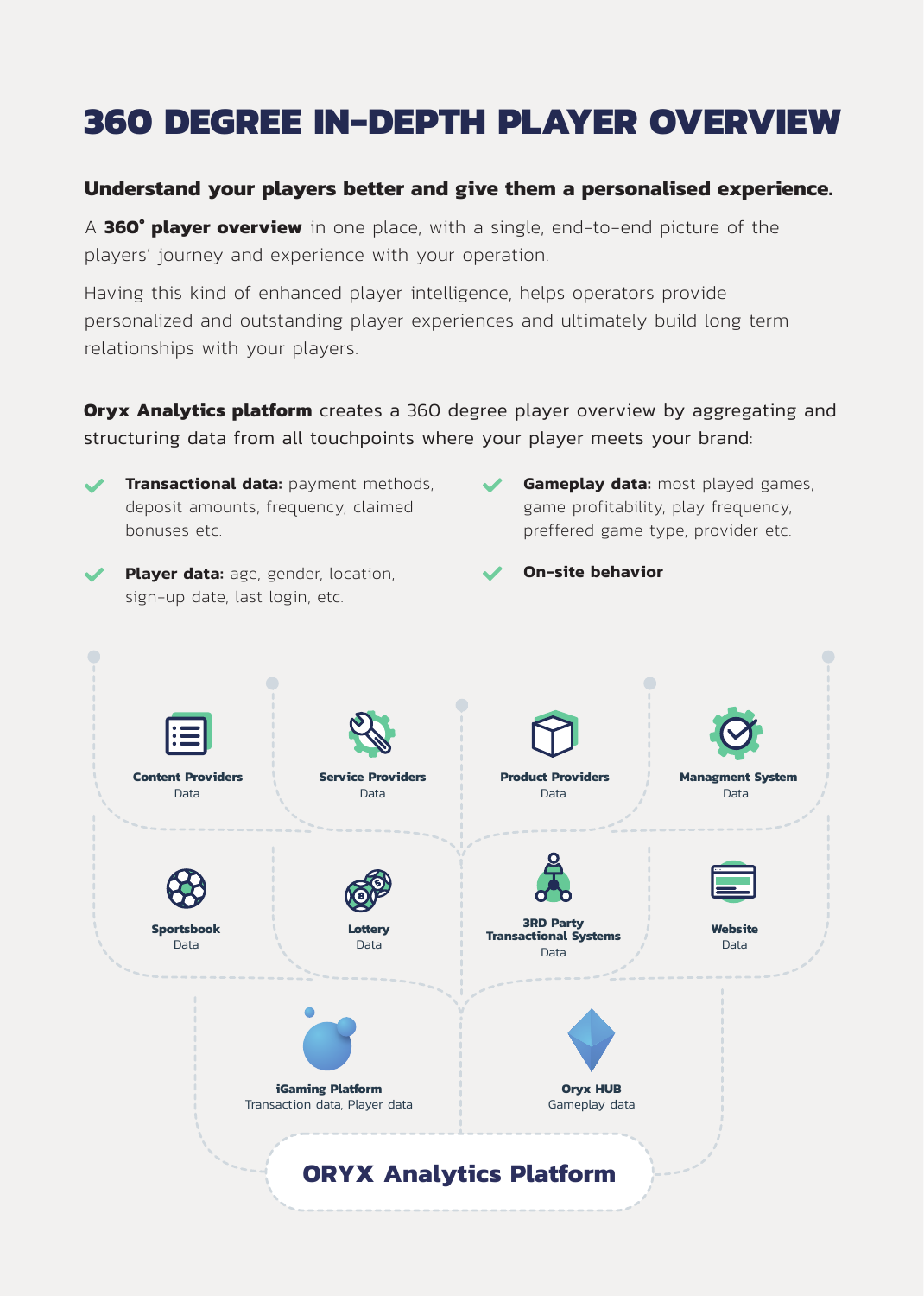# 360 DEGREE IN-DEPTH PLAYER OVERVIEW

**Understand your players better and give them a personalised experience.**

A **360˚ player overview** in one place, with a single, end-to-end picture of the players' journey and experience with your operation.

Having this kind of enhanced player intelligence, helps operators provide personalized and outstanding player experiences and ultimately build long term relationships with your players.

**Oryx Analytics platform** creates a 360 degree player overview by aggregating and structuring data from all touchpoints where your player meets your brand:

- **Transactional data:** payment methods, deposit amounts, frequency, claimed bonuses etc.
- **Player data:** age, gender, location, sign-up date, last login, etc.
- **Gameplay data:** most played games, game profitability, play frequency, preffered game type, provider etc.
- **On-site behavior**

**Content Providers**
Data

**Service Providers**
Data

**Product Providers**
Data

**Managment System**
Data

**Sportsbook**
Data

**Lottery**
Data

**3RD Party Transactional Systems**
Data

**Website**
Data

**iGaming Platform**
Transaction data, Player data

**Oryx HUB**
Gameplay data

**ORYX Analytics Platform**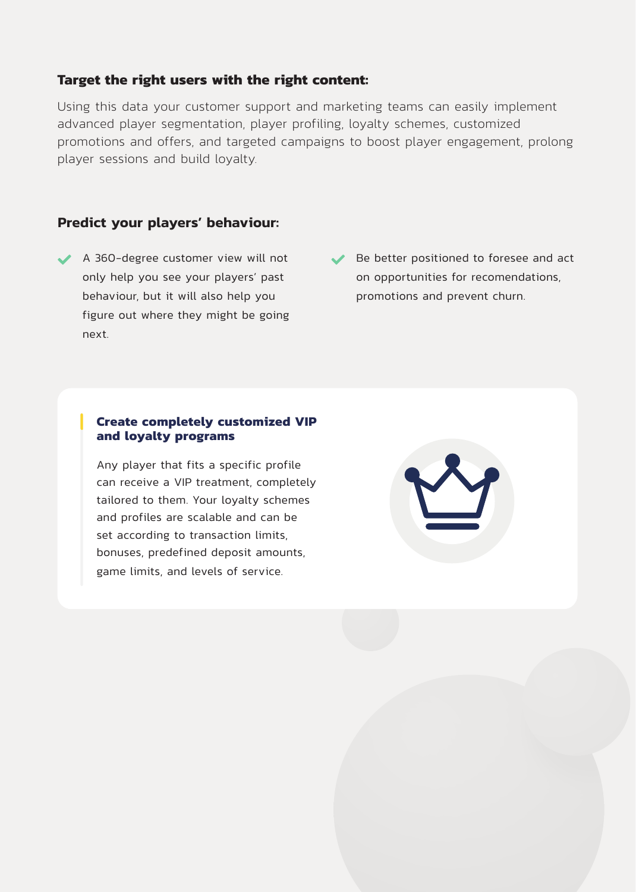### Target the right users with the right content:

Using this data your customer support and marketing teams can easily implement advanced player segmentation, player profiling, loyalty schemes, customized promotions and offers, and targeted campaigns to boost player engagement, prolong player sessions and build loyalty.

### Predict your players' behaviour:

- A 360-degree customer view will not only help you see your players' past behaviour, but it will also help you figure out where they might be going next.
- Be better positioned to foresee and act on opportunities for recomendations, promotions and prevent churn.

**Create completely customized VIP and loyalty programs**

Any player that fits a specific profile can receive a VIP treatment, completely tailored to them. Your loyalty schemes and profiles are scalable and can be set according to transaction limits, bonuses, predefined deposit amounts, game limits, and levels of service.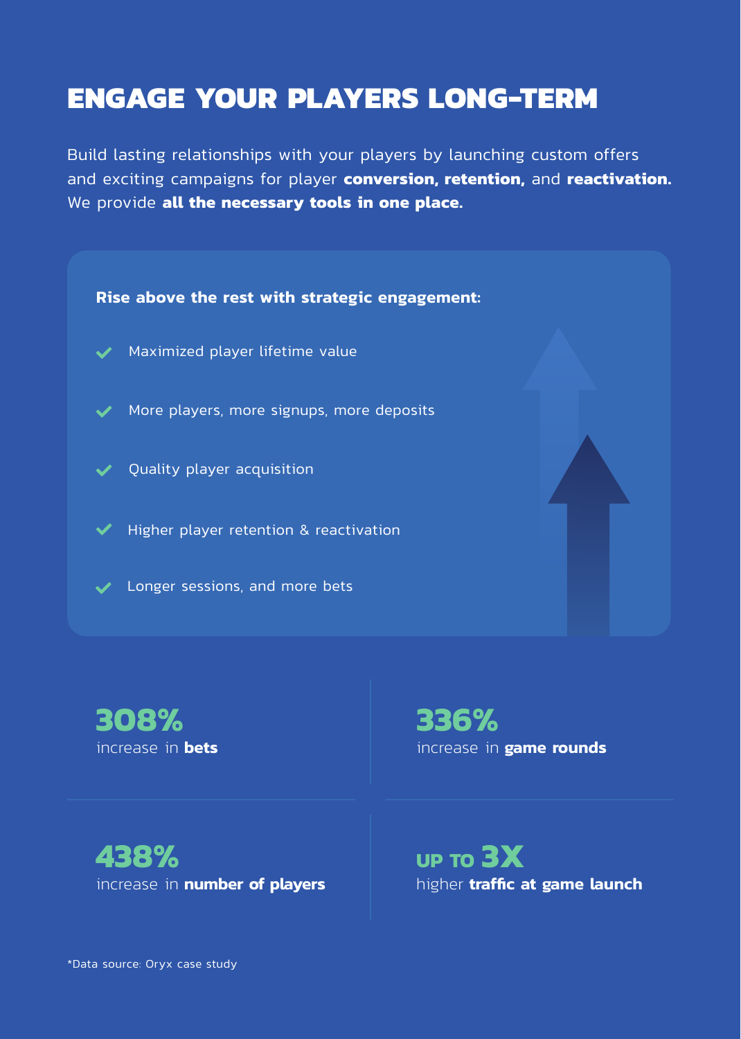# ENGAGE YOUR PLAYERS LONG-TERM

Build lasting relationships with your players by launching custom offers and exciting campaigns for player **conversion, retention,** and **reactivation.** We provide **all the necessary tools in one place.**

**Rise above the rest with strategic engagement:**

- Maximized player lifetime value
- More players, more signups, more deposits
- Quality player acquisition
- Higher player retention & reactivation
- Longer sessions, and more bets

**308%**
increase in **bets**

**336%**
increase in **game rounds**

**438%**
increase in **number of players**

**UP TO 3X**
higher **traffic at game launch**

*Data source: Oryx case study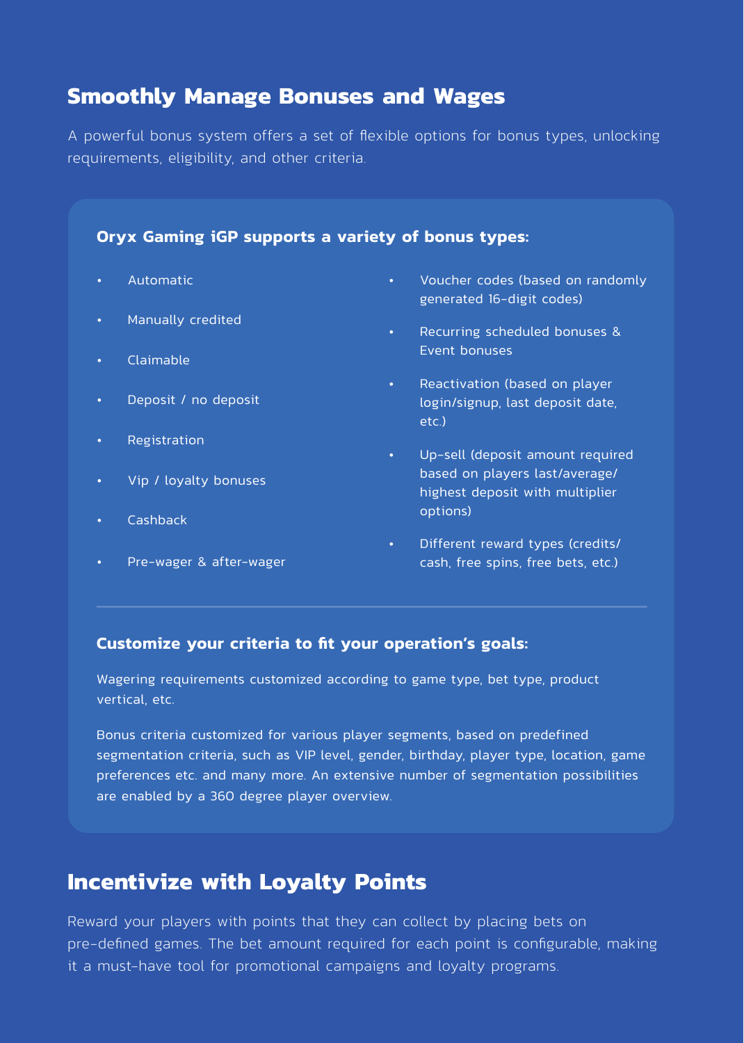## Smoothly Manage Bonuses and Wages

A powerful bonus system offers a set of flexible options for bonus types, unlocking requirements, eligibility, and other criteria.

### Oryx Gaming iGP supports a variety of bonus types:

- Automatic
- Manually credited
- Claimable
- Deposit / no deposit
- Registration
- Vip / loyalty bonuses
- Cashback
- Pre-wager & after-wager
- Voucher codes (based on randomly generated 16-digit codes)
- Recurring scheduled bonuses & Event bonuses
- Reactivation (based on player login/signup, last deposit date, etc.)
- Up-sell (deposit amount required based on players last/average/highest deposit with multiplier options)
- Different reward types (credits/cash, free spins, free bets, etc.)

### Customize your criteria to fit your operation's goals:

Wagering requirements customized according to game type, bet type, product vertical, etc.

Bonus criteria customized for various player segments, based on predefined segmentation criteria, such as VIP level, gender, birthday, player type, location, game preferences etc. and many more. An extensive number of segmentation possibilities are enabled by a 360 degree player overview.

## Incentivize with Loyalty Points

Reward your players with points that they can collect by placing bets on pre-defined games. The bet amount required for each point is configurable, making it a must-have tool for promotional campaigns and loyalty programs.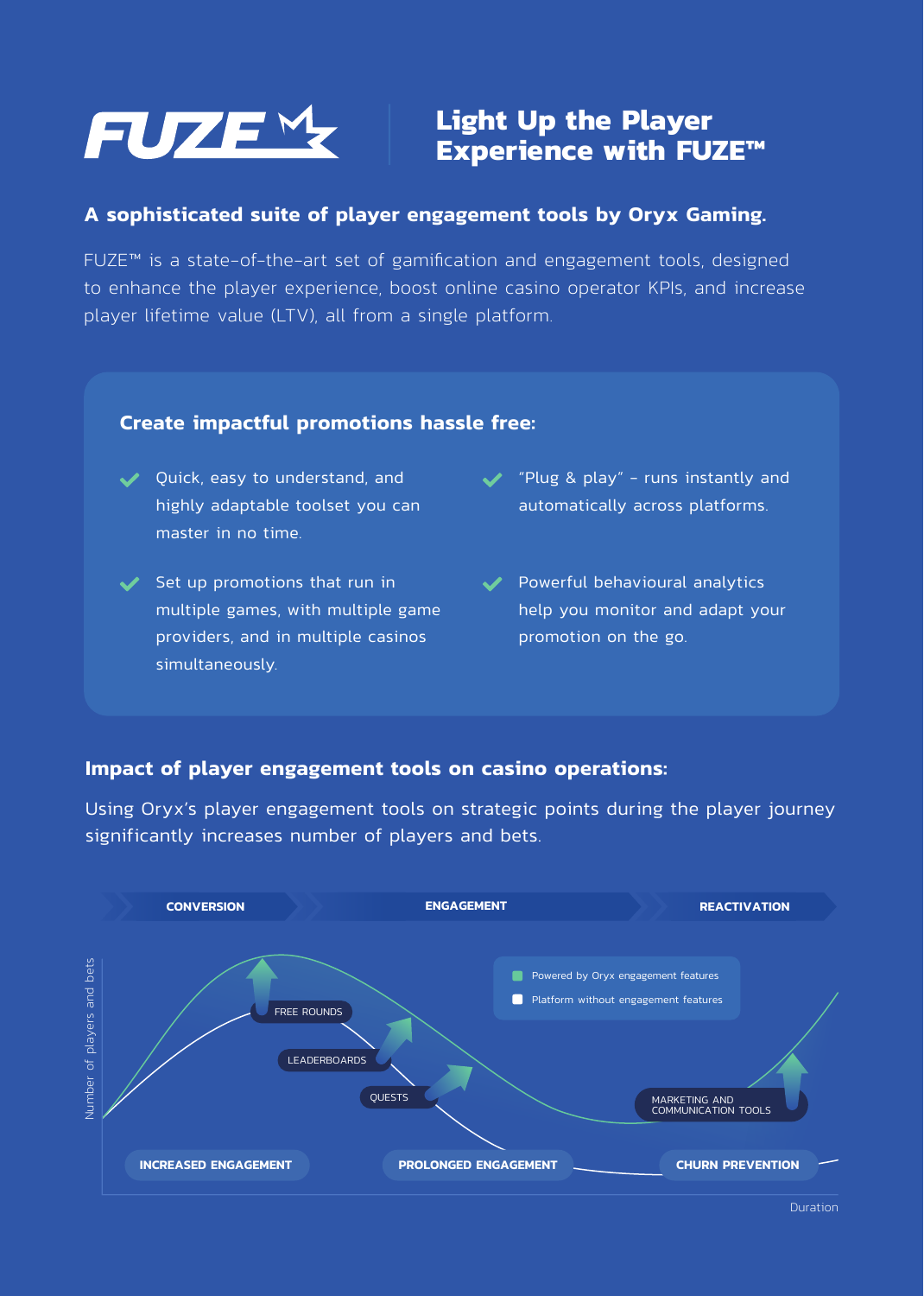# FUZE

## Light Up the Player Experience with FUZE™

### A sophisticated suite of player engagement tools by Oryx Gaming.

FUZE™ is a state-of-the-art set of gamification and engagement tools, designed to enhance the player experience, boost online casino operator KPIs, and increase player lifetime value (LTV), all from a single platform.

### Create impactful promotions hassle free:

- Quick, easy to understand, and highly adaptable toolset you can master in no time.
- "Plug & play" – runs instantly and automatically across platforms.
- Set up promotions that run in multiple games, with multiple game providers, and in multiple casinos simultaneously.
- Powerful behavioural analytics help you monitor and adapt your promotion on the go.

### Impact of player engagement tools on casino operations:

Using Oryx's player engagement tools on strategic points during the player journey significantly increases number of players and bets.

CONVERSION | ENGAGEMENT | REACTIVATION

Powered by Oryx engagement features
Platform without engagement features

FREE ROUNDS
LEADERBOARDS
QUESTS
MARKETING AND COMMUNICATION TOOLS

INCREASED ENGAGEMENT | PROLONGED ENGAGEMENT | CHURN PREVENTION

Number of players and bets

Duration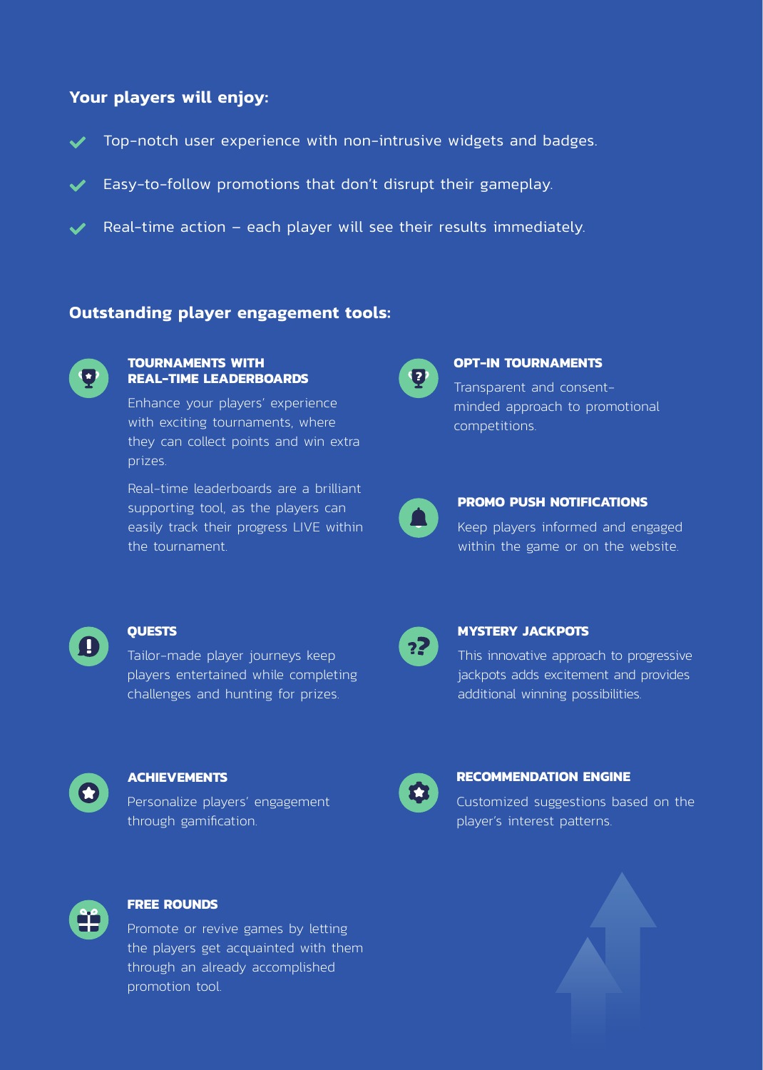## Your players will enjoy:

- Top-notch user experience with non-intrusive widgets and badges.
- Easy-to-follow promotions that don't disrupt their gameplay.
- Real-time action – each player will see their results immediately.

## Outstanding player engagement tools:

### TOURNAMENTS WITH REAL-TIME LEADERBOARDS

Enhance your players' experience with exciting tournaments, where they can collect points and win extra prizes.

Real-time leaderboards are a brilliant supporting tool, as the players can easily track their progress LIVE within the tournament.

### OPT-IN TOURNAMENTS

Transparent and consent-minded approach to promotional competitions.

### PROMO PUSH NOTIFICATIONS

Keep players informed and engaged within the game or on the website.

### QUESTS

Tailor-made player journeys keep players entertained while completing challenges and hunting for prizes.

### MYSTERY JACKPOTS

This innovative approach to progressive jackpots adds excitement and provides additional winning possibilities.

### ACHIEVEMENTS

Personalize players' engagement through gamification.

### RECOMMENDATION ENGINE

Customized suggestions based on the player's interest patterns.

### FREE ROUNDS

Promote or revive games by letting the players get acquainted with them through an already accomplished promotion tool.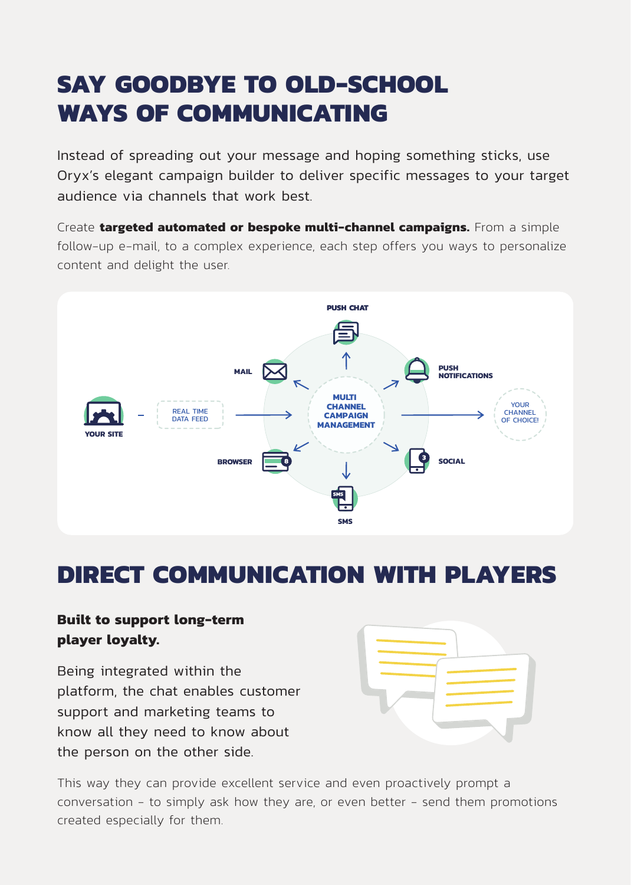# SAY GOODBYE TO OLD-SCHOOL WAYS OF COMMUNICATING

Instead of spreading out your message and hoping something sticks, use Oryx's elegant campaign builder to deliver specific messages to your target audience via channels that work best.

Create **targeted automated or bespoke multi-channel campaigns.** From a simple follow-up e-mail, to a complex experience, each step offers you ways to personalize content and delight the user.

YOUR SITE – REAL TIME DATA FEED → MULTI CHANNEL CAMPAIGN MANAGEMENT → YOUR CHANNEL OF CHOICE!

PUSH CHAT, PUSH NOTIFICATIONS, SOCIAL, SMS, BROWSER, MAIL

# DIRECT COMMUNICATION WITH PLAYERS

**Built to support long-term player loyalty.**

Being integrated within the platform, the chat enables customer support and marketing teams to know all they need to know about the person on the other side.

This way they can provide excellent service and even proactively prompt a conversation – to simply ask how they are, or even better – send them promotions created especially for them.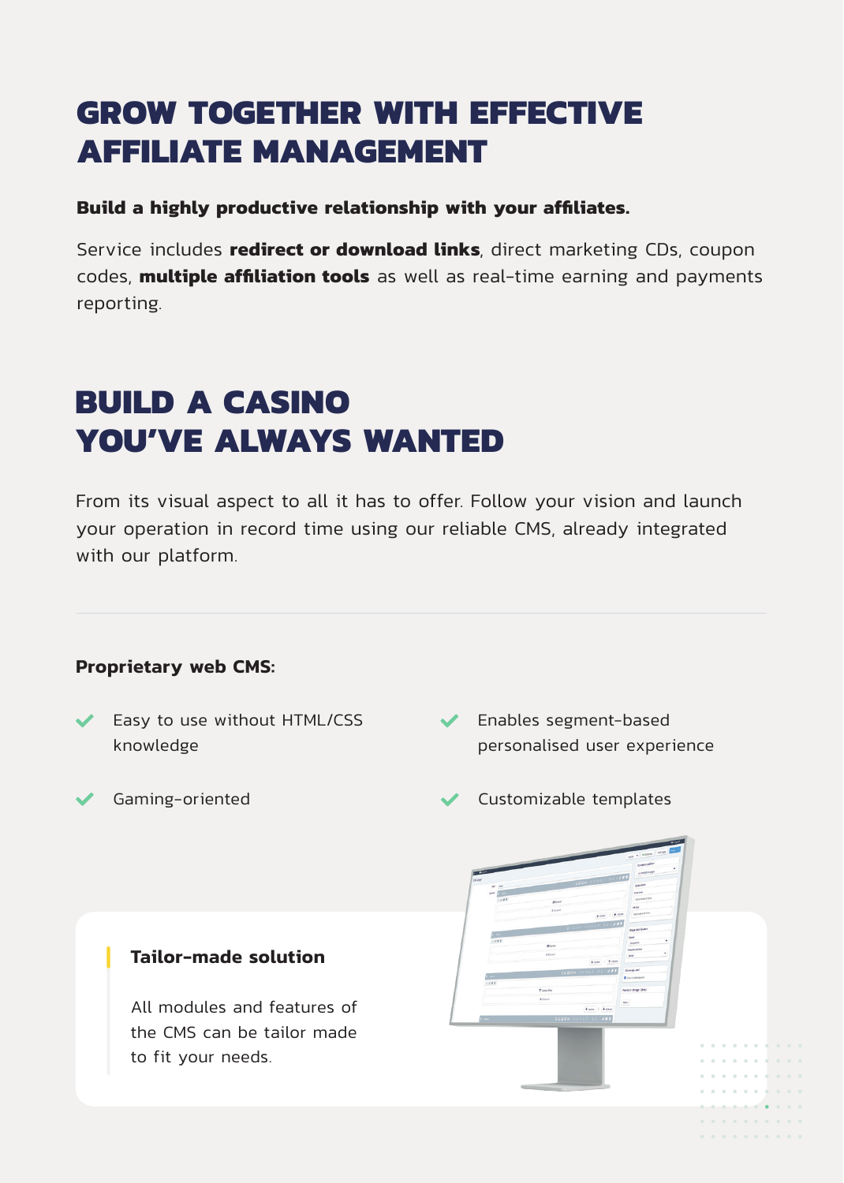# GROW TOGETHER WITH EFFECTIVE AFFILIATE MANAGEMENT

**Build a highly productive relationship with your affiliates.**

Service includes **redirect or download links**, direct marketing CDs, coupon codes, **multiple affiliation tools** as well as real-time earning and payments reporting.

# BUILD A CASINO YOU'VE ALWAYS WANTED

From its visual aspect to all it has to offer. Follow your vision and launch your operation in record time using our reliable CMS, already integrated with our platform.

---

**Proprietary web CMS:**

- Easy to use without HTML/CSS knowledge
- Enables segment-based personalised user experience
- Gaming-oriented
- Customizable templates

**Tailor-made solution**

All modules and features of the CMS can be tailor made to fit your needs.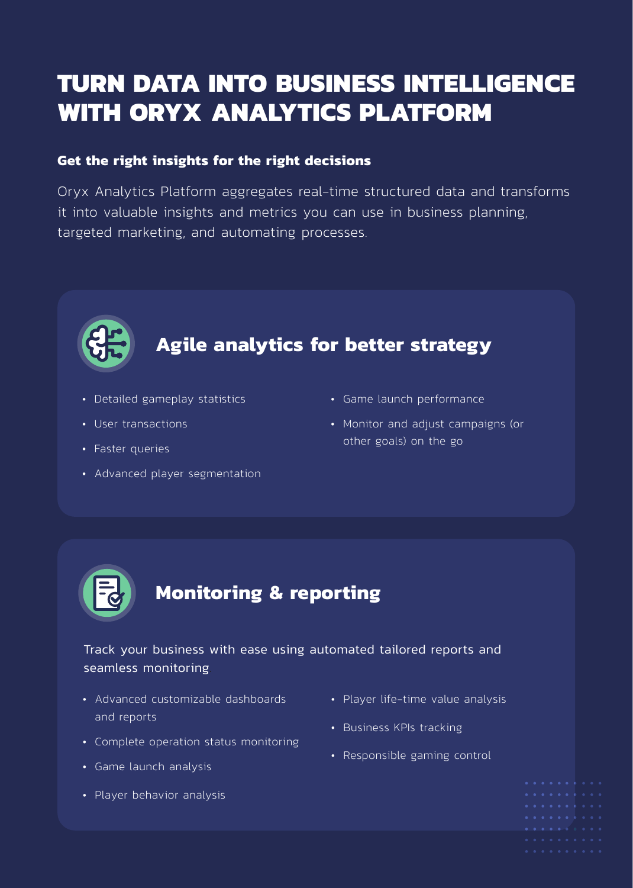# TURN DATA INTO BUSINESS INTELLIGENCE WITH ORYX ANALYTICS PLATFORM

### Get the right insights for the right decisions

Oryx Analytics Platform aggregates real-time structured data and transforms it into valuable insights and metrics you can use in business planning, targeted marketing, and automating processes.

## Agile analytics for better strategy

- Detailed gameplay statistics
- User transactions
- Faster queries
- Advanced player segmentation
- Game launch performance
- Monitor and adjust campaigns (or other goals) on the go

## Monitoring & reporting

Track your business with ease using automated tailored reports and seamless monitoring

- Advanced customizable dashboards and reports
- Complete operation status monitoring
- Game launch analysis
- Player behavior analysis
- Player life-time value analysis
- Business KPIs tracking
- Responsible gaming control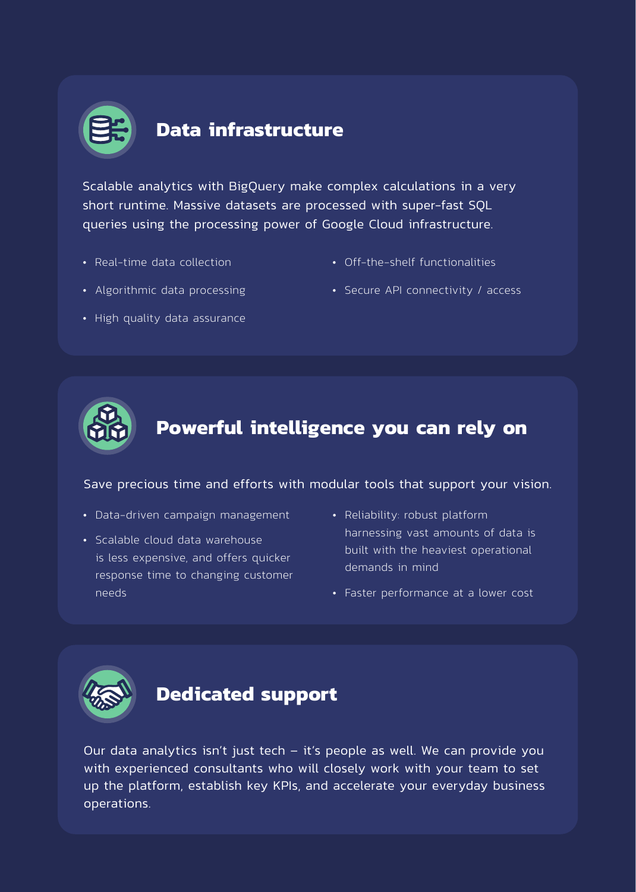## Data infrastructure

Scalable analytics with BigQuery make complex calculations in a very short runtime. Massive datasets are processed with super-fast SQL queries using the processing power of Google Cloud infrastructure.

- Real-time data collection
- Algorithmic data processing
- High quality data assurance
- Off-the-shelf functionalities
- Secure API connectivity / access

## Powerful intelligence you can rely on

Save precious time and efforts with modular tools that support your vision.

- Data-driven campaign management
- Scalable cloud data warehouse is less expensive, and offers quicker response time to changing customer needs
- Reliability: robust platform harnessing vast amounts of data is built with the heaviest operational demands in mind
- Faster performance at a lower cost

## Dedicated support

Our data analytics isn't just tech – it's people as well. We can provide you with experienced consultants who will closely work with your team to set up the platform, establish key KPIs, and accelerate your everyday business operations.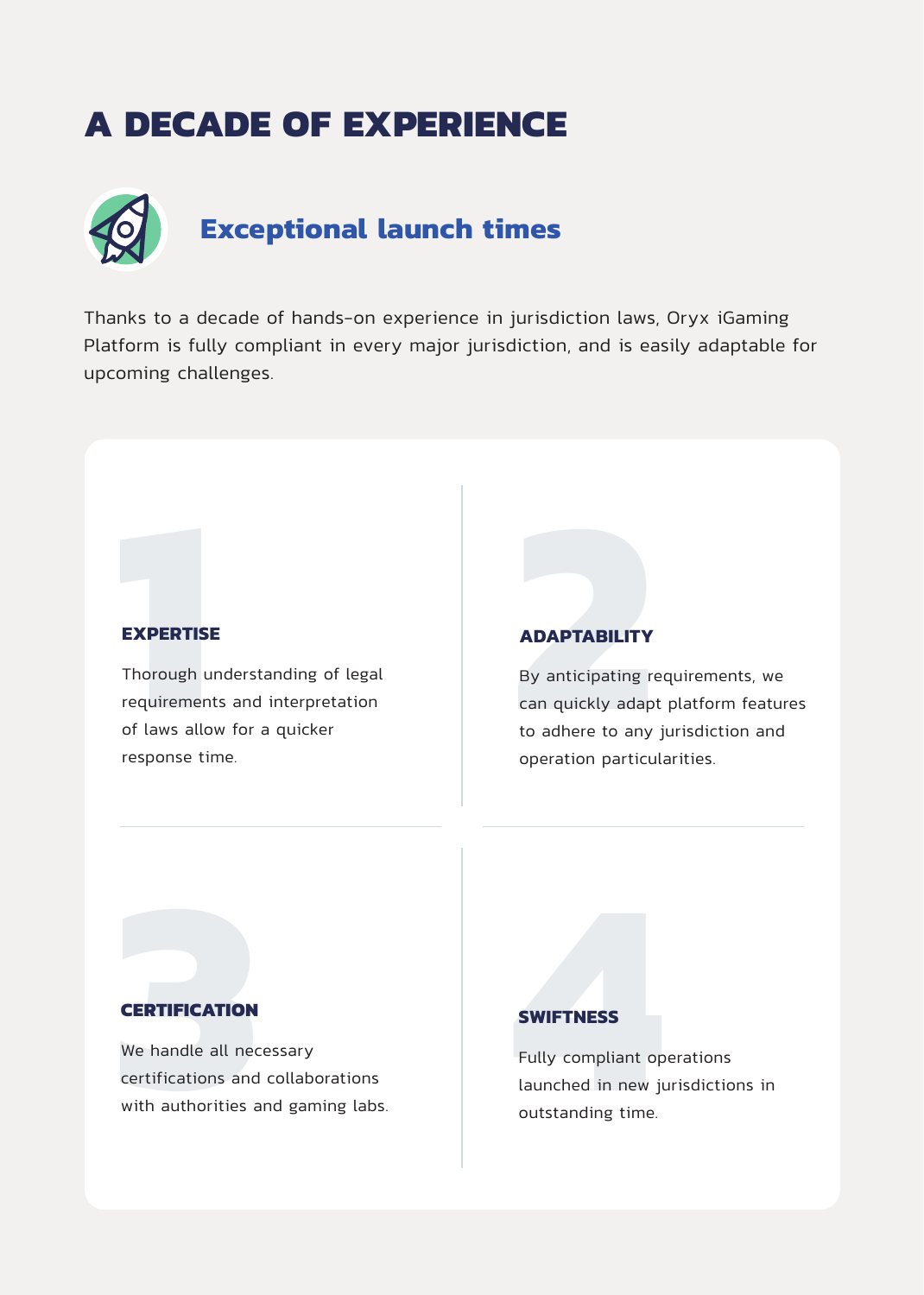# A DECADE OF EXPERIENCE

## Exceptional launch times

Thanks to a decade of hands-on experience in jurisdiction laws, Oryx iGaming Platform is fully compliant in every major jurisdiction, and is easily adaptable for upcoming challenges.

1

### EXPERTISE

Thorough understanding of legal requirements and interpretation of laws allow for a quicker response time.

2

### ADAPTABILITY

By anticipating requirements, we can quickly adapt platform features to adhere to any jurisdiction and operation particularities.

3

### CERTIFICATION

We handle all necessary certifications and collaborations with authorities and gaming labs.

4

### SWIFTNESS

Fully compliant operations launched in new jurisdictions in outstanding time.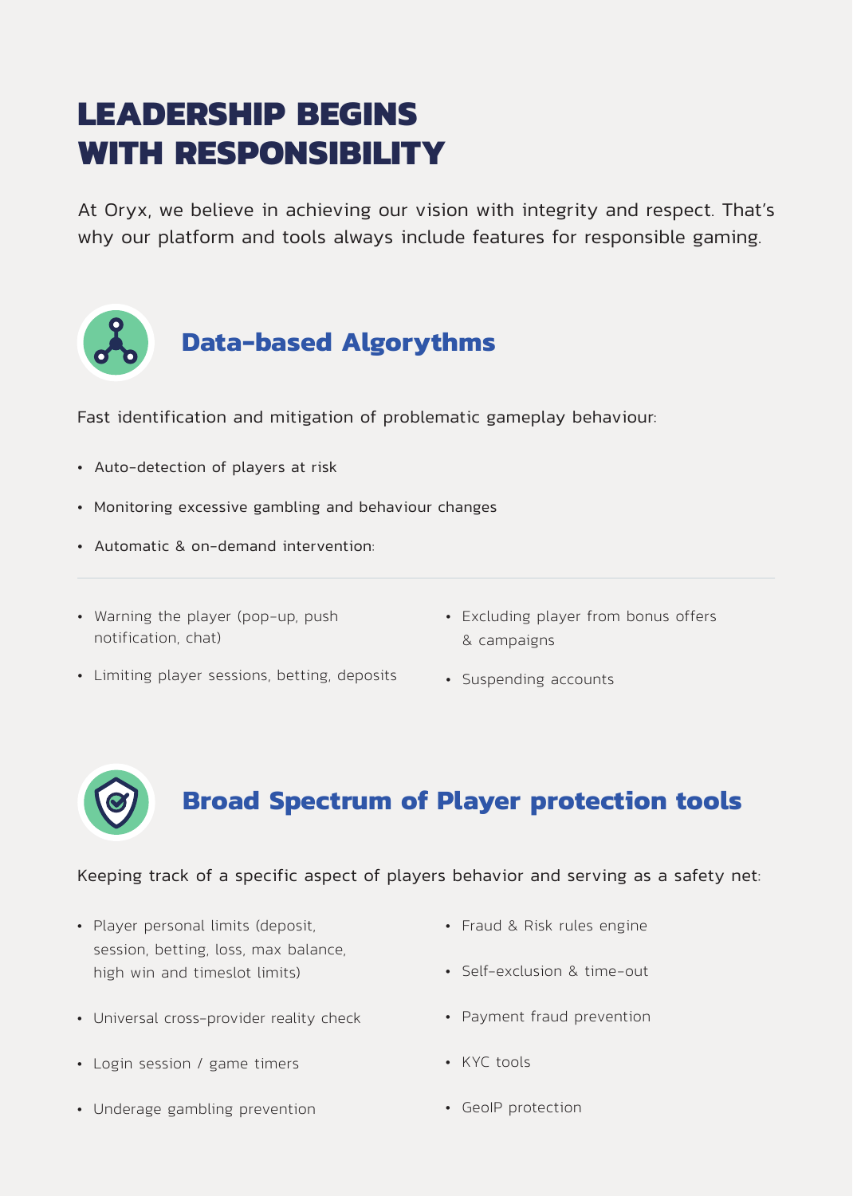# LEADERSHIP BEGINS WITH RESPONSIBILITY

At Oryx, we believe in achieving our vision with integrity and respect. That's why our platform and tools always include features for responsible gaming.

## Data-based Algorythms

Fast identification and mitigation of problematic gameplay behaviour:

- Auto-detection of players at risk
- Monitoring excessive gambling and behaviour changes
- Automatic & on-demand intervention:

---

- Warning the player (pop-up, push notification, chat)
- Limiting player sessions, betting, deposits
- Excluding player from bonus offers & campaigns
- Suspending accounts

## Broad Spectrum of Player protection tools

Keeping track of a specific aspect of players behavior and serving as a safety net:

- Player personal limits (deposit, session, betting, loss, max balance, high win and timeslot limits)
- Universal cross-provider reality check
- Login session / game timers
- Underage gambling prevention
- Fraud & Risk rules engine
- Self-exclusion & time-out
- Payment fraud prevention
- KYC tools
- GeoIP protection